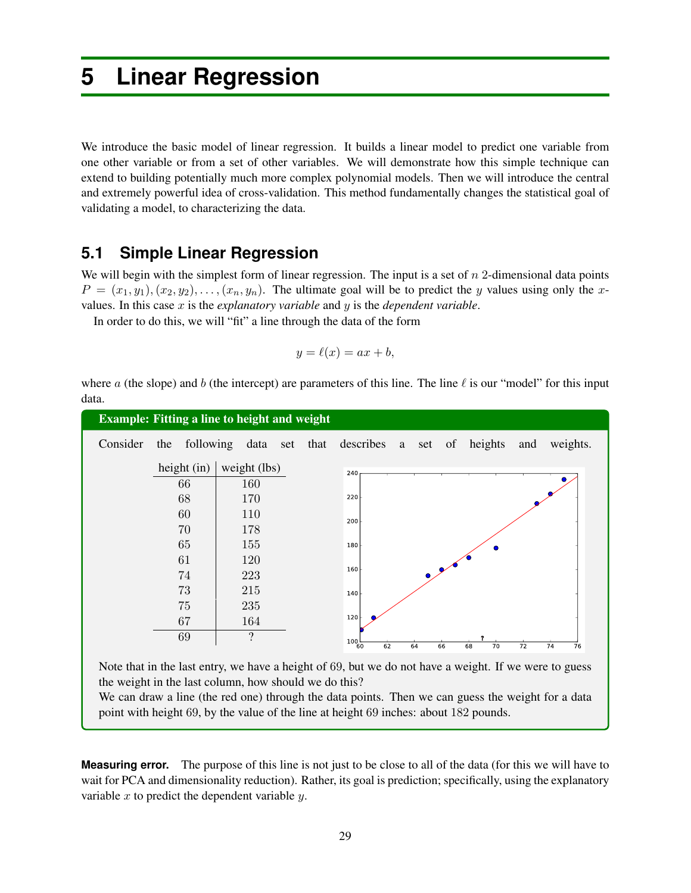# 5 Linear Regression

We introduce the basic model of linear regression. It builds a linear model to predict one variable from one other variable or from a set of other variables. We will demonstrate how this simple technique can extend to building potentially much more complex polynomial models. Then we will introduce the central and extremely powerful idea of cross-validation. This method fundamentally changes the statistical goal of validating a model, to characterizing the data.

## 5.1 Simple Linear Regression

We will begin with the simplest form of linear regression. The input is a set of $n$ 2-dimensional data points $P = (x_1, y_1), (x_2, y_2), \ldots, (x_n, y_n)$. The ultimate goal will be to predict the $y$ values using only the $x$-values. In this case $x$ is the *explanatory variable* and $y$ is the *dependent variable*.

In order to do this, we will "fit" a line through the data of the form

$$y = \ell(x) = ax + b,$$

where $a$ (the slope) and $b$ (the intercept) are parameters of this line. The line $\ell$ is our "model" for this input data.

**Example: Fitting a line to height and weight**

Consider the following data set that describes a set of heights and weights.

| height (in) | weight (lbs) |
|---|---|
| 66 | 160 |
| 68 | 170 |
| 60 | 110 |
| 70 | 178 |
| 65 | 155 |
| 61 | 120 |
| 74 | 223 |
| 73 | 215 |
| 75 | 235 |
| 67 | 164 |
| 69 | ? |

Note that in the last entry, we have a height of 69, but we do not have a weight. If we were to guess the weight in the last column, how should we do this?

We can draw a line (the red one) through the data points. Then we can guess the weight for a data point with height 69, by the value of the line at height 69 inches: about 182 pounds.

**Measuring error.** The purpose of this line is not just to be close to all of the data (for this we will have to wait for PCA and dimensionality reduction). Rather, its goal is prediction; specifically, using the explanatory variable $x$ to predict the dependent variable $y$.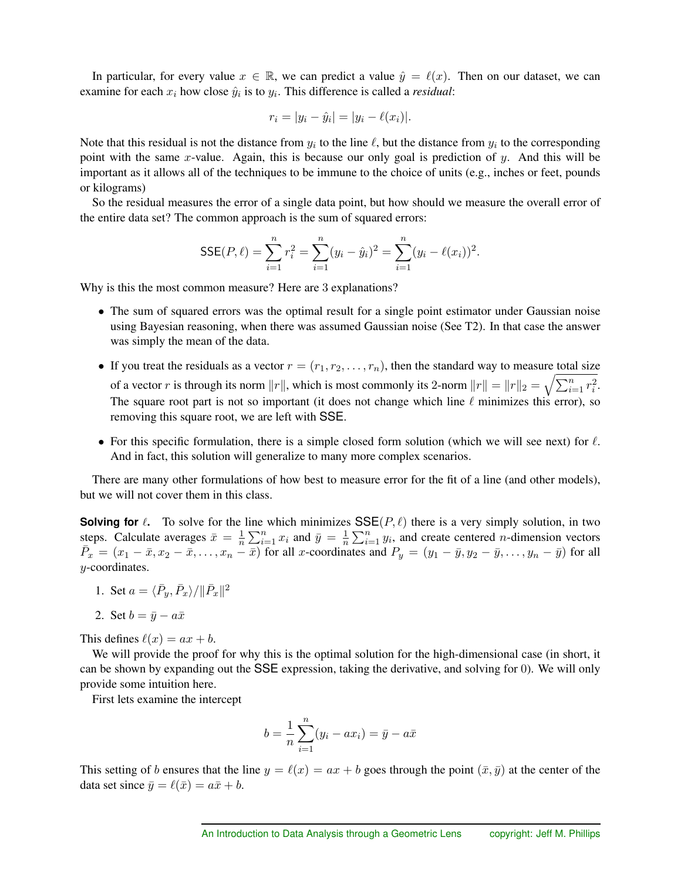In particular, for every value $x \in \mathbb{R}$, we can predict a value $\hat{y} = \ell(x)$. Then on our dataset, we can examine for each $x_i$ how close $\hat{y}_i$ is to $y_i$. This difference is called a *residual*:

$$r_i = |y_i - \hat{y}_i| = |y_i - \ell(x_i)|.$$

Note that this residual is not the distance from $y_i$ to the line $\ell$, but the distance from $y_i$ to the corresponding point with the same $x$-value. Again, this is because our only goal is prediction of $y$. And this will be important as it allows all of the techniques to be immune to the choice of units (e.g., inches or feet, pounds or kilograms)

So the residual measures the error of a single data point, but how should we measure the overall error of the entire data set? The common approach is the sum of squared errors:

$$\mathsf{SSE}(P, \ell) = \sum_{i=1}^{n} r_i^2 = \sum_{i=1}^{n} (y_i - \hat{y}_i)^2 = \sum_{i=1}^{n} (y_i - \ell(x_i))^2.$$

Why is this the most common measure? Here are 3 explanations?

- The sum of squared errors was the optimal result for a single point estimator under Gaussian noise using Bayesian reasoning, when there was assumed Gaussian noise (See T2). In that case the answer was simply the mean of the data.
- If you treat the residuals as a vector $r = (r_1, r_2, \ldots, r_n)$, then the standard way to measure total size of a vector $r$ is through its norm $\|r\|$, which is most commonly its 2-norm $\|r\| = \|r\|_2 = \sqrt{\sum_{i=1}^{n} r_i^2}$. The square root part is not so important (it does not change which line $\ell$ minimizes this error), so removing this square root, we are left with $\mathsf{SSE}$.
- For this specific formulation, there is a simple closed form solution (which we will see next) for $\ell$. And in fact, this solution will generalize to many more complex scenarios.

There are many other formulations of how best to measure error for the fit of a line (and other models), but we will not cover them in this class.

**Solving for $\ell$.** To solve for the line which minimizes $\mathsf{SSE}(P, \ell)$ there is a very simply solution, in two steps. Calculate averages $\bar{x} = \frac{1}{n}\sum_{i=1}^{n} x_i$ and $\bar{y} = \frac{1}{n}\sum_{i=1}^{n} y_i$, and create centered $n$-dimension vectors $\bar{P}_x = (x_1 - \bar{x}, x_2 - \bar{x}, \ldots, x_n - \bar{x})$ for all $x$-coordinates and $P_y = (y_1 - \bar{y}, y_2 - \bar{y}, \ldots, y_n - \bar{y})$ for all $y$-coordinates.

1. Set $a = \langle \bar{P}_y, \bar{P}_x \rangle / \|\bar{P}_x\|^2$
2. Set $b = \bar{y} - a\bar{x}$

This defines $\ell(x) = ax + b$.

We will provide the proof for why this is the optimal solution for the high-dimensional case (in short, it can be shown by expanding out the $\mathsf{SSE}$ expression, taking the derivative, and solving for 0). We will only provide some intuition here.

First lets examine the intercept

$$b = \frac{1}{n}\sum_{i=1}^{n} (y_i - a x_i) = \bar{y} - a\bar{x}$$

This setting of $b$ ensures that the line $y = \ell(x) = ax + b$ goes through the point $(\bar{x}, \bar{y})$ at the center of the data set since $\bar{y} = \ell(\bar{x}) = a\bar{x} + b$.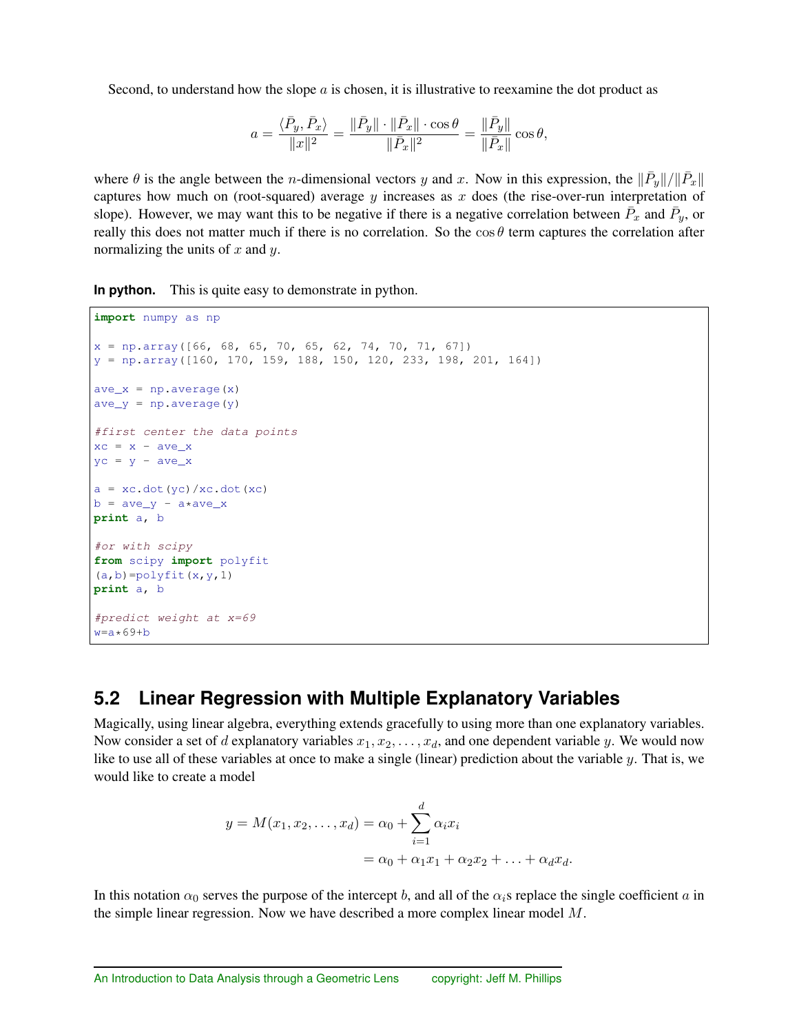Second, to understand how the slope $a$ is chosen, it is illustrative to reexamine the dot product as

$$a = \frac{\langle \bar{P}_y, \bar{P}_x \rangle}{\|x\|^2} = \frac{\|\bar{P}_y\| \cdot \|\bar{P}_x\| \cdot \cos\theta}{\|\bar{P}_x\|^2} = \frac{\|\bar{P}_y\|}{\|\bar{P}_x\|} \cos\theta,$$

where $\theta$ is the angle between the $n$-dimensional vectors $y$ and $x$. Now in this expression, the $\|\bar{P}_y\|/\|\bar{P}_x\|$ captures how much on (root-squared) average $y$ increases as $x$ does (the rise-over-run interpretation of slope). However, we may want this to be negative if there is a negative correlation between $\bar{P}_x$ and $\bar{P}_y$, or really this does not matter much if there is no correlation. So the $\cos\theta$ term captures the correlation after normalizing the units of $x$ and $y$.

**In python.** This is quite easy to demonstrate in python.

```
import numpy as np

x = np.array([66, 68, 65, 70, 65, 62, 74, 70, 71, 67])
y = np.array([160, 170, 159, 188, 150, 120, 233, 198, 201, 164])

ave_x = np.average(x)
ave_y = np.average(y)

#first center the data points
xc = x - ave_x
yc = y - ave_x

a = xc.dot(yc)/xc.dot(xc)
b = ave_y - a*ave_x
print a, b

#or with scipy
from scipy import polyfit
(a,b)=polyfit(x,y,1)
print a, b

#predict weight at x=69
w=a*69+b
```

## 5.2 Linear Regression with Multiple Explanatory Variables

Magically, using linear algebra, everything extends gracefully to using more than one explanatory variables. Now consider a set of $d$ explanatory variables $x_1, x_2, \ldots, x_d$, and one dependent variable $y$. We would now like to use all of these variables at once to make a single (linear) prediction about the variable $y$. That is, we would like to create a model

$$\begin{aligned} y = M(x_1, x_2, \ldots, x_d) &= \alpha_0 + \sum_{i=1}^{d} \alpha_i x_i \\ &= \alpha_0 + \alpha_1 x_1 + \alpha_2 x_2 + \ldots + \alpha_d x_d. \end{aligned}$$

In this notation $\alpha_0$ serves the purpose of the intercept $b$, and all of the $\alpha_i$s replace the single coefficient $a$ in the simple linear regression. Now we have described a more complex linear model $M$.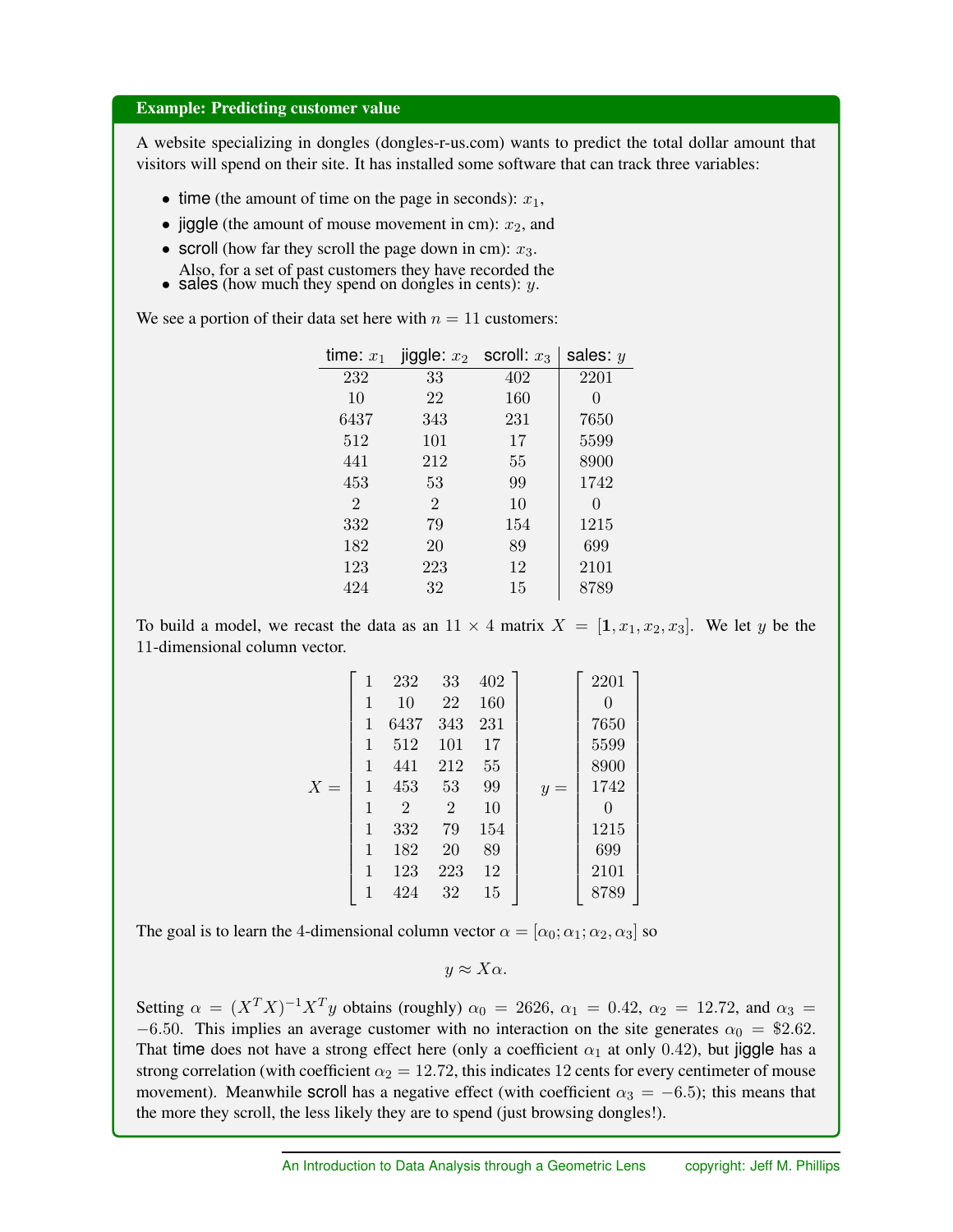**Example: Predicting customer value**

A website specializing in dongles (dongles-r-us.com) wants to predict the total dollar amount that visitors will spend on their site. It has installed some software that can track three variables:

- time (the amount of time on the page in seconds): $x_1$,
- jiggle (the amount of mouse movement in cm): $x_2$, and
- scroll (how far they scroll the page down in cm): $x_3$.
  Also, for a set of past customers they have recorded the
- sales (how much they spend on dongles in cents): $y$.

We see a portion of their data set here with $n = 11$ customers:

| time: $x_1$ | jiggle: $x_2$ | scroll: $x_3$ | sales: $y$ |
|---|---|---|---|
| 232 | 33 | 402 | 2201 |
| 10 | 22 | 160 | 0 |
| 6437 | 343 | 231 | 7650 |
| 512 | 101 | 17 | 5599 |
| 441 | 212 | 55 | 8900 |
| 453 | 53 | 99 | 1742 |
| 2 | 2 | 10 | 0 |
| 332 | 79 | 154 | 1215 |
| 182 | 20 | 89 | 699 |
| 123 | 223 | 12 | 2101 |
| 424 | 32 | 15 | 8789 |

To build a model, we recast the data as an $11 \times 4$ matrix $X = [\mathbf{1}, x_1, x_2, x_3]$. We let $y$ be the 11-dimensional column vector.

$$X = \begin{bmatrix} 1 & 232 & 33 & 402 \\ 1 & 10 & 22 & 160 \\ 1 & 6437 & 343 & 231 \\ 1 & 512 & 101 & 17 \\ 1 & 441 & 212 & 55 \\ 1 & 453 & 53 & 99 \\ 1 & 2 & 2 & 10 \\ 1 & 332 & 79 & 154 \\ 1 & 182 & 20 & 89 \\ 1 & 123 & 223 & 12 \\ 1 & 424 & 32 & 15 \end{bmatrix} \qquad y = \begin{bmatrix} 2201 \\ 0 \\ 7650 \\ 5599 \\ 8900 \\ 1742 \\ 0 \\ 1215 \\ 699 \\ 2101 \\ 8789 \end{bmatrix}$$

The goal is to learn the 4-dimensional column vector $\alpha = [\alpha_0; \alpha_1; \alpha_2, \alpha_3]$ so

$$y \approx X\alpha.$$

Setting $\alpha = (X^T X)^{-1} X^T y$ obtains (roughly) $\alpha_0 = 2626$, $\alpha_1 = 0.42$, $\alpha_2 = 12.72$, and $\alpha_3 = -6.50$. This implies an average customer with no interaction on the site generates $\alpha_0 = \$2.62$. That time does not have a strong effect here (only a coefficient $\alpha_1$ at only 0.42), but jiggle has a strong correlation (with coefficient $\alpha_2 = 12.72$, this indicates 12 cents for every centimeter of mouse movement). Meanwhile scroll has a negative effect (with coefficient $\alpha_3 = -6.5$); this means that the more they scroll, the less likely they are to spend (just browsing dongles!).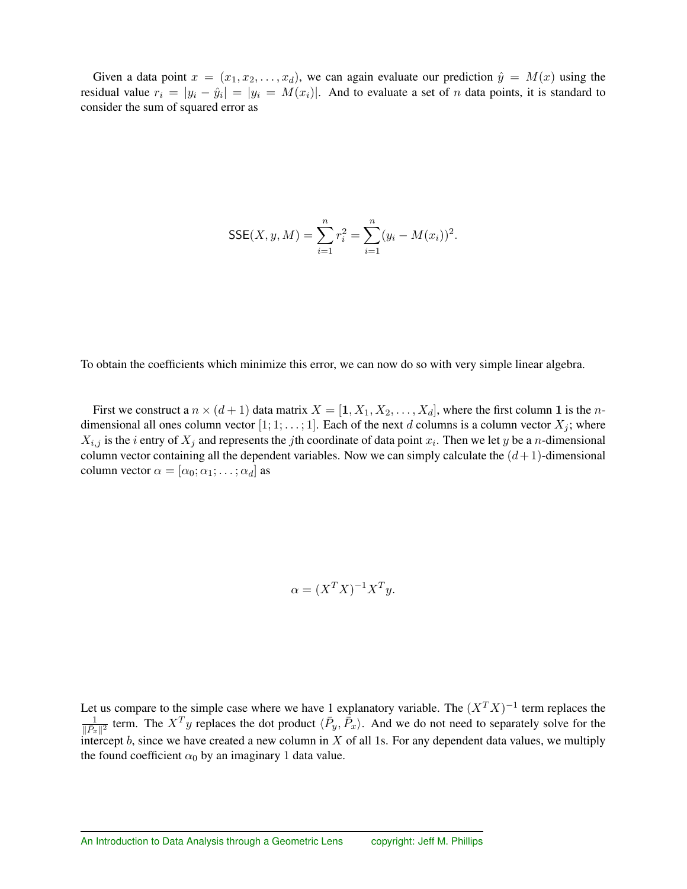Given a data point $x = (x_1, x_2, \ldots, x_d)$, we can again evaluate our prediction $\hat{y} = M(x)$ using the residual value $r_i = |y_i - \hat{y}_i| = |y_i = M(x_i)|$. And to evaluate a set of $n$ data points, it is standard to consider the sum of squared error as

$$\mathsf{SSE}(X, y, M) = \sum_{i=1}^{n} r_i^2 = \sum_{i=1}^{n} (y_i - M(x_i))^2.$$

To obtain the coefficients which minimize this error, we can now do so with very simple linear algebra.

First we construct a $n \times (d+1)$ data matrix $X = [\mathbf{1}, X_1, X_2, \ldots, X_d]$, where the first column $\mathbf{1}$ is the $n$-dimensional all ones column vector $[1; 1; \ldots; 1]$. Each of the next $d$ columns is a column vector $X_j$; where $X_{i,j}$ is the $i$ entry of $X_j$ and represents the $j$th coordinate of data point $x_i$. Then we let $y$ be a $n$-dimensional column vector containing all the dependent variables. Now we can simply calculate the $(d+1)$-dimensional column vector $\alpha = [\alpha_0; \alpha_1; \ldots; \alpha_d]$ as

$$\alpha = (X^T X)^{-1} X^T y.$$

Let us compare to the simple case where we have 1 explanatory variable. The $(X^T X)^{-1}$ term replaces the $\frac{1}{\|\bar{P}_x\|^2}$ term. The $X^T y$ replaces the dot product $\langle \bar{P}_y, \bar{P}_x \rangle$. And we do not need to separately solve for the intercept $b$, since we have created a new column in $X$ of all 1s. For any dependent data values, we multiply the found coefficient $\alpha_0$ by an imaginary 1 data value.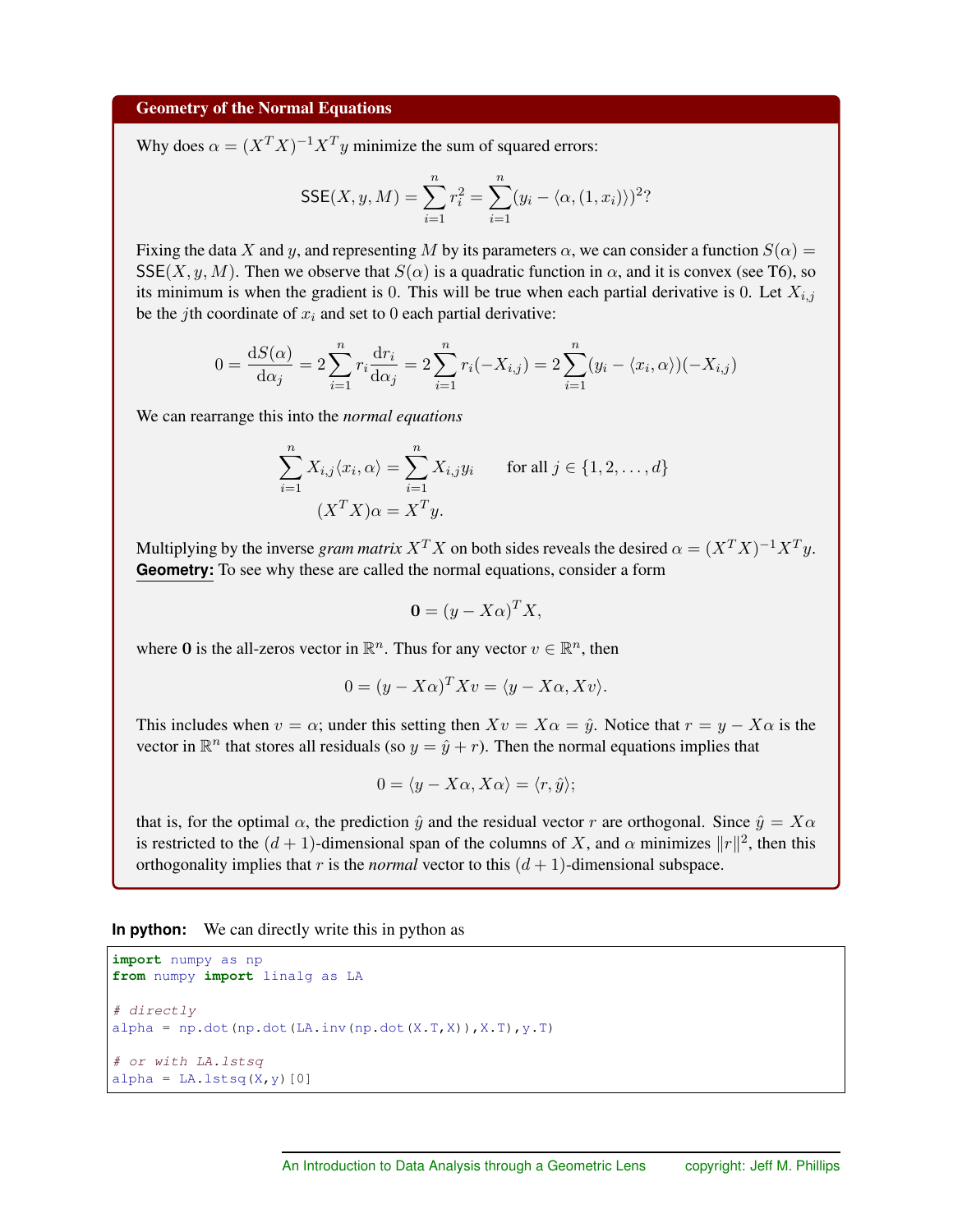### Geometry of the Normal Equations

Why does $\alpha = (X^T X)^{-1} X^T y$ minimize the sum of squared errors:

$$\mathsf{SSE}(X, y, M) = \sum_{i=1}^{n} r_i^2 = \sum_{i=1}^{n} (y_i - \langle \alpha, (1, x_i) \rangle)^2?$$

Fixing the data $X$ and $y$, and representing $M$ by its parameters $\alpha$, we can consider a function $S(\alpha) = \mathsf{SSE}(X, y, M)$. Then we observe that $S(\alpha)$ is a quadratic function in $\alpha$, and it is convex (see T6), so its minimum is when the gradient is 0. This will be true when each partial derivative is 0. Let $X_{i,j}$ be the $j$th coordinate of $x_i$ and set to 0 each partial derivative:

$$0 = \frac{\mathrm{d}S(\alpha)}{\mathrm{d}\alpha_j} = 2 \sum_{i=1}^{n} r_i \frac{\mathrm{d}r_i}{\mathrm{d}\alpha_j} = 2 \sum_{i=1}^{n} r_i (-X_{i,j}) = 2 \sum_{i=1}^{n} (y_i - \langle x_i, \alpha \rangle)(-X_{i,j})$$

We can rearrange this into the *normal equations*

$$\sum_{i=1}^{n} X_{i,j} \langle x_i, \alpha \rangle = \sum_{i=1}^{n} X_{i,j} y_i \qquad \text{for all } j \in \{1, 2, \ldots, d\}$$
$$(X^T X)\alpha = X^T y.$$

Multiplying by the inverse *gram matrix* $X^T X$ on both sides reveals the desired $\alpha = (X^T X)^{-1} X^T y$.

**Geometry:** To see why these are called the normal equations, consider a form

$$\mathbf{0} = (y - X\alpha)^T X,$$

where $\mathbf{0}$ is the all-zeros vector in $\mathbb{R}^n$. Thus for any vector $v \in \mathbb{R}^n$, then

$$0 = (y - X\alpha)^T X v = \langle y - X\alpha, Xv \rangle.$$

This includes when $v = \alpha$; under this setting then $Xv = X\alpha = \hat{y}$. Notice that $r = y - X\alpha$ is the vector in $\mathbb{R}^n$ that stores all residuals (so $y = \hat{y} + r$). Then the normal equations implies that

$$0 = \langle y - X\alpha, X\alpha \rangle = \langle r, \hat{y} \rangle;$$

that is, for the optimal $\alpha$, the prediction $\hat{y}$ and the residual vector $r$ are orthogonal. Since $\hat{y} = X\alpha$ is restricted to the $(d+1)$-dimensional span of the columns of $X$, and $\alpha$ minimizes $\|r\|^2$, then this orthogonality implies that $r$ is the *normal* vector to this $(d+1)$-dimensional subspace.

**In python:** We can directly write this in python as

```
import numpy as np
from numpy import linalg as LA

# directly
alpha = np.dot(np.dot(LA.inv(np.dot(X.T,X)),X.T),y.T)

# or with LA.lstsq
alpha = LA.lstsq(X,y)[0]
```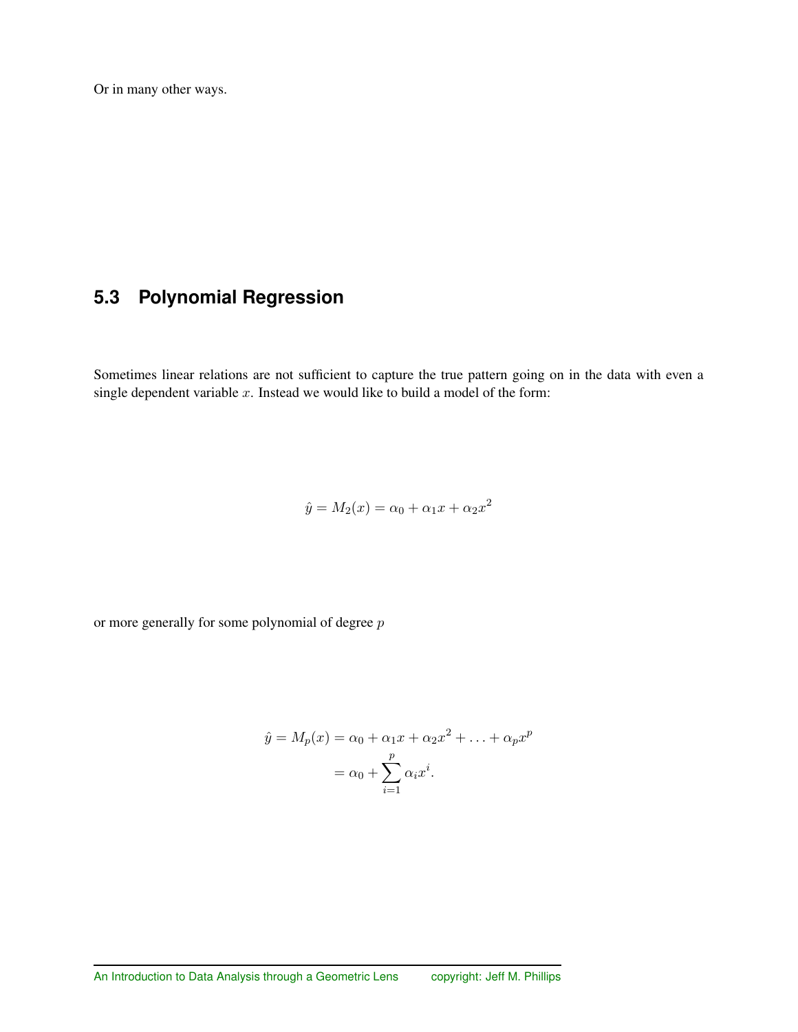Or in many other ways.

## 5.3 Polynomial Regression

Sometimes linear relations are not sufficient to capture the true pattern going on in the data with even a single dependent variable $x$. Instead we would like to build a model of the form:

$$\hat{y} = M_2(x) = \alpha_0 + \alpha_1 x + \alpha_2 x^2$$

or more generally for some polynomial of degree $p$

$$\begin{aligned}
\hat{y} = M_p(x) &= \alpha_0 + \alpha_1 x + \alpha_2 x^2 + \ldots + \alpha_p x^p \\
&= \alpha_0 + \sum_{i=1}^{p} \alpha_i x^i.
\end{aligned}$$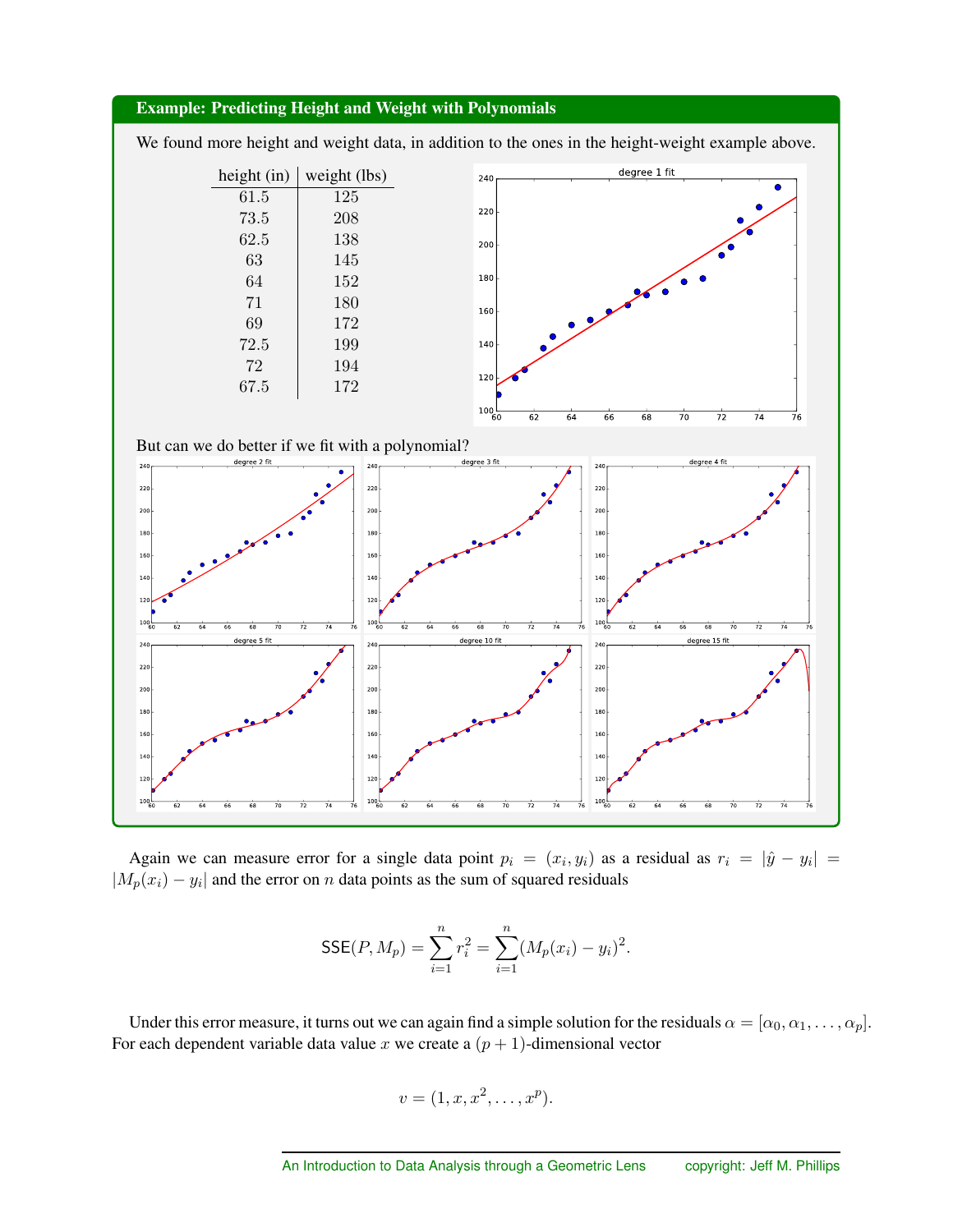**Example: Predicting Height and Weight with Polynomials**

We found more height and weight data, in addition to the ones in the height-weight example above.

| height (in) | weight (lbs) |
|---|---|
| 61.5 | 125 |
| 73.5 | 208 |
| 62.5 | 138 |
| 63 | 145 |
| 64 | 152 |
| 71 | 180 |
| 69 | 172 |
| 72.5 | 199 |
| 72 | 194 |
| 67.5 | 172 |

But can we do better if we fit with a polynomial?

Again we can measure error for a single data point $p_i = (x_i, y_i)$ as a residual as $r_i = |\hat{y} - y_i| = |M_p(x_i) - y_i|$ and the error on $n$ data points as the sum of squared residuals

$$\mathsf{SSE}(P, M_p) = \sum_{i=1}^{n} r_i^2 = \sum_{i=1}^{n} (M_p(x_i) - y_i)^2.$$

Under this error measure, it turns out we can again find a simple solution for the residuals $\alpha = [\alpha_0, \alpha_1, \ldots, \alpha_p]$. For each dependent variable data value $x$ we create a $(p+1)$-dimensional vector

$$v = (1, x, x^2, \ldots, x^p).$$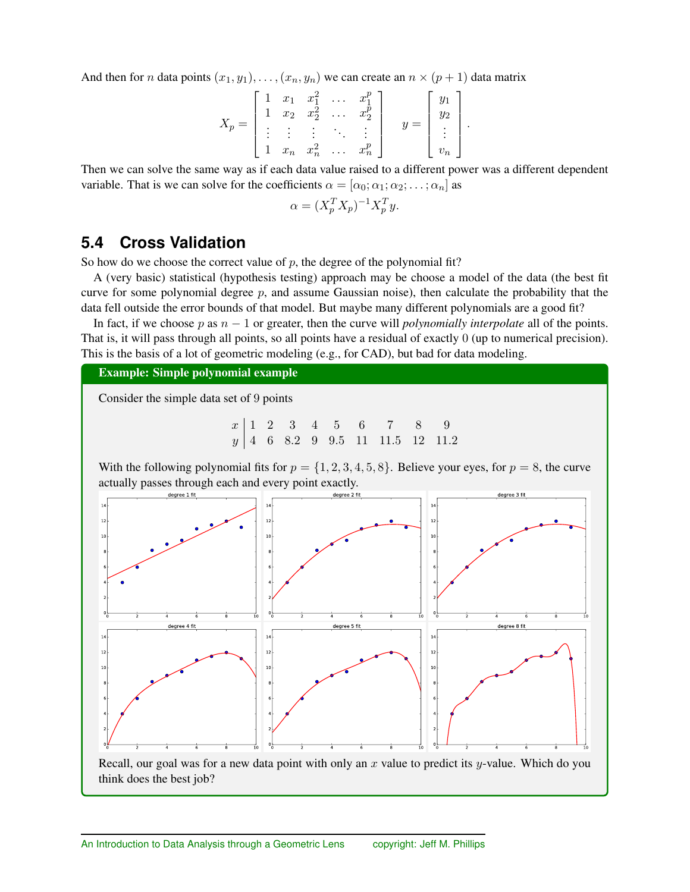And then for $n$ data points $(x_1, y_1), \ldots, (x_n, y_n)$ we can create an $n \times (p+1)$ data matrix

$$X_p = \begin{bmatrix} 1 & x_1 & x_1^2 & \ldots & x_1^p \\ 1 & x_2 & x_2^2 & \ldots & x_2^p \\ \vdots & \vdots & \vdots & \ddots & \vdots \\ 1 & x_n & x_n^2 & \ldots & x_n^p \end{bmatrix} \qquad y = \begin{bmatrix} y_1 \\ y_2 \\ \vdots \\ v_n \end{bmatrix}.$$

Then we can solve the same way as if each data value raised to a different power was a different dependent variable. That is we can solve for the coefficients $\alpha = [\alpha_0; \alpha_1; \alpha_2; \ldots; \alpha_n]$ as

$$\alpha = (X_p^T X_p)^{-1} X_p^T y.$$

## 5.4 Cross Validation

So how do we choose the correct value of $p$, the degree of the polynomial fit?

A (very basic) statistical (hypothesis testing) approach may be choose a model of the data (the best fit curve for some polynomial degree $p$, and assume Gaussian noise), then calculate the probability that the data fell outside the error bounds of that model. But maybe many different polynomials are a good fit?

In fact, if we choose $p$ as $n-1$ or greater, then the curve will *polynomially interpolate* all of the points. That is, it will pass through all points, so all points have a residual of exactly 0 (up to numerical precision). This is the basis of a lot of geometric modeling (e.g., for CAD), but bad for data modeling.

**Example: Simple polynomial example**

Consider the simple data set of 9 points

| $x$ | 1 | 2 | 3 | 4 | 5 | 6 | 7 | 8 | 9 |
|---|---|---|---|---|---|---|---|---|---|
| $y$ | 4 | 6 | 8.2 | 9 | 9.5 | 11 | 11.5 | 12 | 11.2 |

With the following polynomial fits for $p = \{1, 2, 3, 4, 5, 8\}$. Believe your eyes, for $p = 8$, the curve actually passes through each and every point exactly.

Recall, our goal was for a new data point with only an $x$ value to predict its $y$-value. Which do you think does the best job?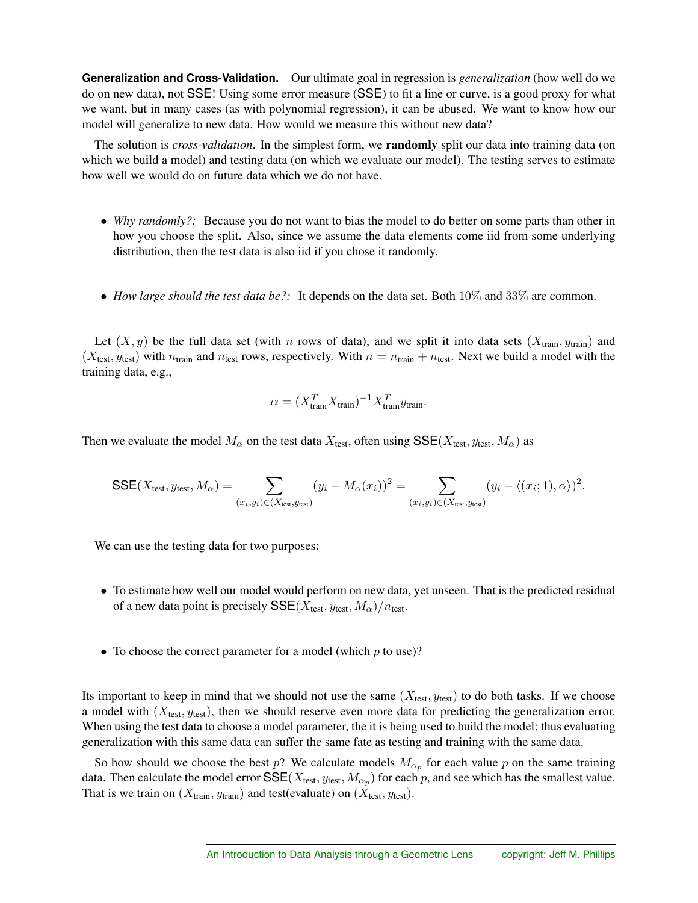**Generalization and Cross-Validation.** Our ultimate goal in regression is *generalization* (how well do we do on new data), not $\mathsf{SSE}$! Using some error measure ($\mathsf{SSE}$) to fit a line or curve, is a good proxy for what we want, but in many cases (as with polynomial regression), it can be abused. We want to know how our model will generalize to new data. How would we measure this without new data?

The solution is *cross-validation*. In the simplest form, we **randomly** split our data into training data (on which we build a model) and testing data (on which we evaluate our model). The testing serves to estimate how well we would do on future data which we do not have.

- *Why randomly?:* Because you do not want to bias the model to do better on some parts than other in how you choose the split. Also, since we assume the data elements come iid from some underlying distribution, then the test data is also iid if you chose it randomly.

- *How large should the test data be?:* It depends on the data set. Both $10\%$ and $33\%$ are common.

Let $(X, y)$ be the full data set (with $n$ rows of data), and we split it into data sets $(X_{\text{train}}, y_{\text{train}})$ and $(X_{\text{test}}, y_{\text{test}})$ with $n_{\text{train}}$ and $n_{\text{test}}$ rows, respectively. With $n = n_{\text{train}} + n_{\text{test}}$. Next we build a model with the training data, e.g.,

$$\alpha = (X_{\text{train}}^T X_{\text{train}})^{-1} X_{\text{train}}^T y_{\text{train}}.$$

Then we evaluate the model $M_\alpha$ on the test data $X_{\text{test}}$, often using $\mathsf{SSE}(X_{\text{test}}, y_{\text{test}}, M_\alpha)$ as

$$\mathsf{SSE}(X_{\text{test}}, y_{\text{test}}, M_\alpha) = \sum_{(x_i, y_i) \in (X_{\text{test}}, y_{\text{test}})} (y_i - M_\alpha(x_i))^2 = \sum_{(x_i, y_i) \in (X_{\text{test}}, y_{\text{test}})} (y_i - \langle (x_i; 1), \alpha \rangle)^2.$$

We can use the testing data for two purposes:

- To estimate how well our model would perform on new data, yet unseen. That is the predicted residual of a new data point is precisely $\mathsf{SSE}(X_{\text{test}}, y_{\text{test}}, M_\alpha)/n_{\text{test}}$.

- To choose the correct parameter for a model (which $p$ to use)?

Its important to keep in mind that we should not use the same $(X_{\text{test}}, y_{\text{test}})$ to do both tasks. If we choose a model with $(X_{\text{test}}, y_{\text{test}})$, then we should reserve even more data for predicting the generalization error. When using the test data to choose a model parameter, the it is being used to build the model; thus evaluating generalization with this same data can suffer the same fate as testing and training with the same data.

So how should we choose the best $p$? We calculate models $M_{\alpha_p}$ for each value $p$ on the same training data. Then calculate the model error $\mathsf{SSE}(X_{\text{test}}, y_{\text{test}}, M_{\alpha_p})$ for each $p$, and see which has the smallest value. That is we train on $(X_{\text{train}}, y_{\text{train}})$ and test(evaluate) on $(X_{\text{test}}, y_{\text{test}})$.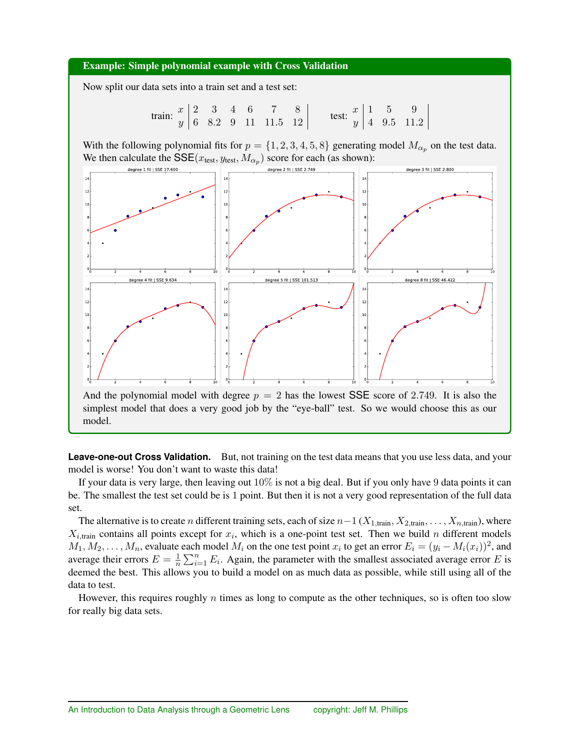**Example: Simple polynomial example with Cross Validation**

Now split our data sets into a train set and a test set:

train:

| $x$ | 2 | 3 | 4 | 6 | 7 | 8 |
|---|---|---|---|---|---|---|
| $y$ | 6 | 8.2 | 9 | 11 | 11.5 | 12 |

test:

| $x$ | 1 | 5 | 9 |
|---|---|---|---|
| $y$ | 4 | 9.5 | 11.2 |

With the following polynomial fits for $p = \{1, 2, 3, 4, 5, 8\}$ generating model $M_{\alpha_p}$ on the test data. We then calculate the $\textsf{SSE}(x_{\text{test}}, y_{\text{test}}, M_{\alpha_p})$ score for each (as shown):

degree 1 fit | SSE 17.600

degree 2 fit | SSE 2.749

degree 3 fit | SSE 2.800

degree 4 fit | SSE 9.634

degree 5 fit | SSE 101.513

degree 8 fit | SSE 46.422

And the polynomial model with degree $p = 2$ has the lowest SSE score of 2.749. It is also the simplest model that does a very good job by the "eye-ball" test. So we would choose this as our model.

**Leave-one-out Cross Validation.** But, not training on the test data means that you use less data, and your model is worse! You don't want to waste this data!

If your data is very large, then leaving out 10% is not a big deal. But if you only have 9 data points it can be. The smallest the test set could be is 1 point. But then it is not a very good representation of the full data set.

The alternative is to create $n$ different training sets, each of size $n-1$ ($X_{1,\text{train}}, X_{2,\text{train}}, \ldots, X_{n,\text{train}}$), where $X_{i,\text{train}}$ contains all points except for $x_i$, which is a one-point test set. Then we build $n$ different models $M_1, M_2, \ldots, M_n$, evaluate each model $M_i$ on the one test point $x_i$ to get an error $E_i = (y_i - M_i(x_i))^2$, and average their errors $E = \frac{1}{n}\sum_{i=1}^{n} E_i$. Again, the parameter with the smallest associated average error $E$ is deemed the best. This allows you to build a model on as much data as possible, while still using all of the data to test.

However, this requires roughly $n$ times as long to compute as the other techniques, so is often too slow for really big data sets.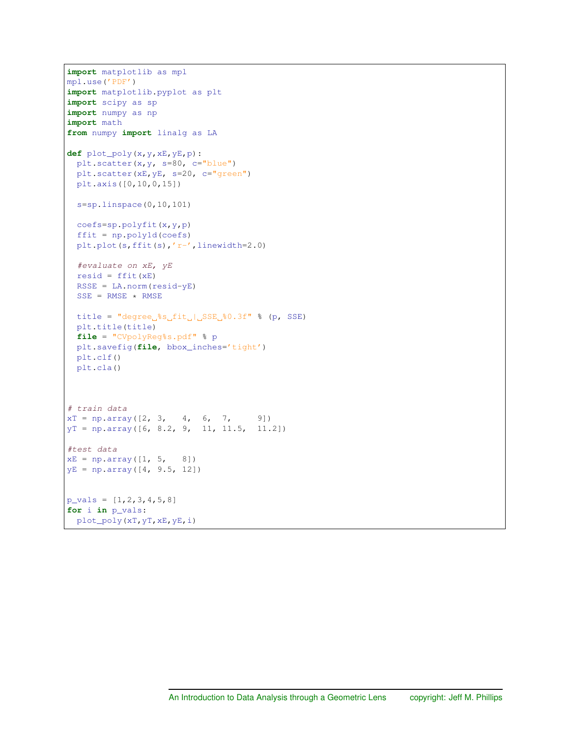```
import matplotlib as mpl
mpl.use('PDF')
import matplotlib.pyplot as plt
import scipy as sp
import numpy as np
import math
from numpy import linalg as LA

def plot_poly(x,y,xE,yE,p):
  plt.scatter(x,y, s=80, c="blue")
  plt.scatter(xE,yE, s=20, c="green")
  plt.axis([0,10,0,15])

  s=sp.linspace(0,10,101)

  coefs=sp.polyfit(x,y,p)
  ffit = np.poly1d(coefs)
  plt.plot(s,ffit(s),'r-',linewidth=2.0)

  #evaluate on xE, yE
  resid = ffit(xE)
  RSSE = LA.norm(resid-yE)
  SSE = RMSE * RMSE

  title = "degree %s fit | SSE %0.3f" % (p, SSE)
  plt.title(title)
  file = "CVpolyReg%s.pdf" % p
  plt.savefig(file, bbox_inches='tight')
  plt.clf()
  plt.cla()



# train data
xT = np.array([2, 3,   4,  6,  7,     9])
yT = np.array([6, 8.2, 9,  11, 11.5,  11.2])

#test data
xE = np.array([1, 5,   8])
yE = np.array([4, 9.5, 12])


p_vals = [1,2,3,4,5,8]
for i in p_vals:
  plot_poly(xT,yT,xE,yE,i)
```